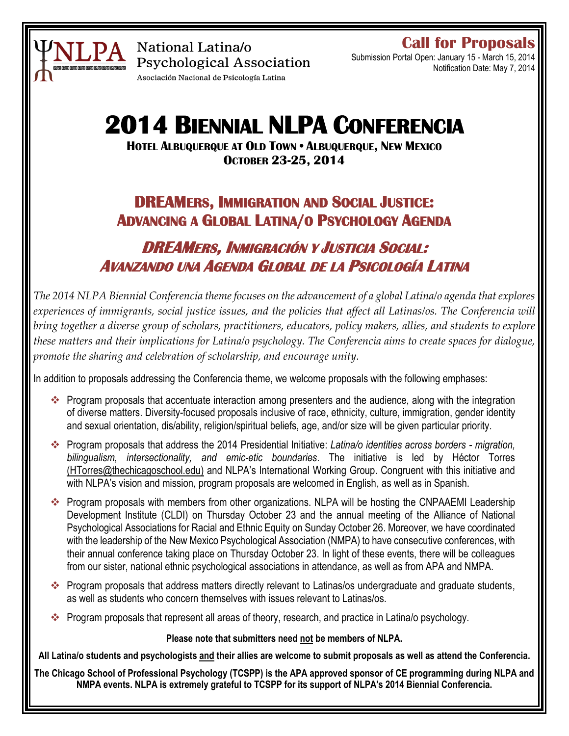NLPA National Latina/o Psychological Association

Asociación Nacional de Psicología Latina

**Call for Proposals**

Submission Portal Open: January 15 - March 15, 2014

Notification Date: May 7, 2014

# 2014 BIENNIAL NLPA CONFERENCIA

**HOTEL ALBUQUERQUE AT OLD TOWN • ALBUQUERQUE, NEW MEXICO**

**OCTOBER 23-25, 2014**

## DREAMERS, IMMIGRATION AND SOCIAL JUSTICE: ADVANCING A GLOBAL LATINA/O PSYCHOLOGY AGENDA

## *DREAMERS, INMIGRACIÓN Y JUSTICIA SOCIAL: AVANZANDO UNA AGENDA GLOBAL DE LA PSICOLOGÍA LATINA*

*The 2014 NLPA Biennial Conferencia theme focuses on the advancement of a global Latina/o agenda that explores experiences of immigrants, social justice issues, and the policies that affect all Latinas/os. The Conferencia will bring together a diverse group of scholars, practitioners, educators, policy makers, allies, and students to explore these matters and their implications for Latina/o psychology. The Conferencia aims to create spaces for dialogue, promote the sharing and celebration of scholarship, and encourage unity.*

In addition to proposals addressing the Conferencia theme, we welcome proposals with the following emphases:

- Program proposals that accentuate interaction among presenters and the audience, along with the integration of diverse matters. Diversity-focused proposals inclusive of race, ethnicity, culture, immigration, gender identity and sexual orientation, dis/ability, religion/spiritual beliefs, age, and/or size will be given particular priority.
- Program proposals that address the 2014 Presidential Initiative: *Latina/o identities across borders - migration, bilingualism, intersectionality, and emic-etic boundaries*. The initiative is led by Héctor Torres (HTorres@thechicagoschool.edu) and NLPA's International Working Group. Congruent with this initiative and with NLPA's vision and mission, program proposals are welcomed in English, as well as in Spanish.
- Program proposals with members from other organizations. NLPA will be hosting the CNPAAEMI Leadership Development Institute (CLDI) on Thursday October 23 and the annual meeting of the Alliance of National Psychological Associations for Racial and Ethnic Equity on Sunday October 26. Moreover, we have coordinated with the leadership of the New Mexico Psychological Association (NMPA) to have consecutive conferences, with their annual conference taking place on Thursday October 23. In light of these events, there will be colleagues from our sister, national ethnic psychological associations in attendance, as well as from APA and NMPA.
- Program proposals that address matters directly relevant to Latinas/os undergraduate and graduate students, as well as students who concern themselves with issues relevant to Latinas/os.
- Program proposals that represent all areas of theory, research, and practice in Latina/o psychology.

**Please note that submitters need not be members of NLPA.**

**All Latina/o students and psychologists and their allies are welcome to submit proposals as well as attend the Conferencia.**

**The Chicago School of Professional Psychology (TCSPP) is the APA approved sponsor of CE programming during NLPA and NMPA events. NLPA is extremely grateful to TCSPP for its support of NLPA's 2014 Biennial Conferencia.**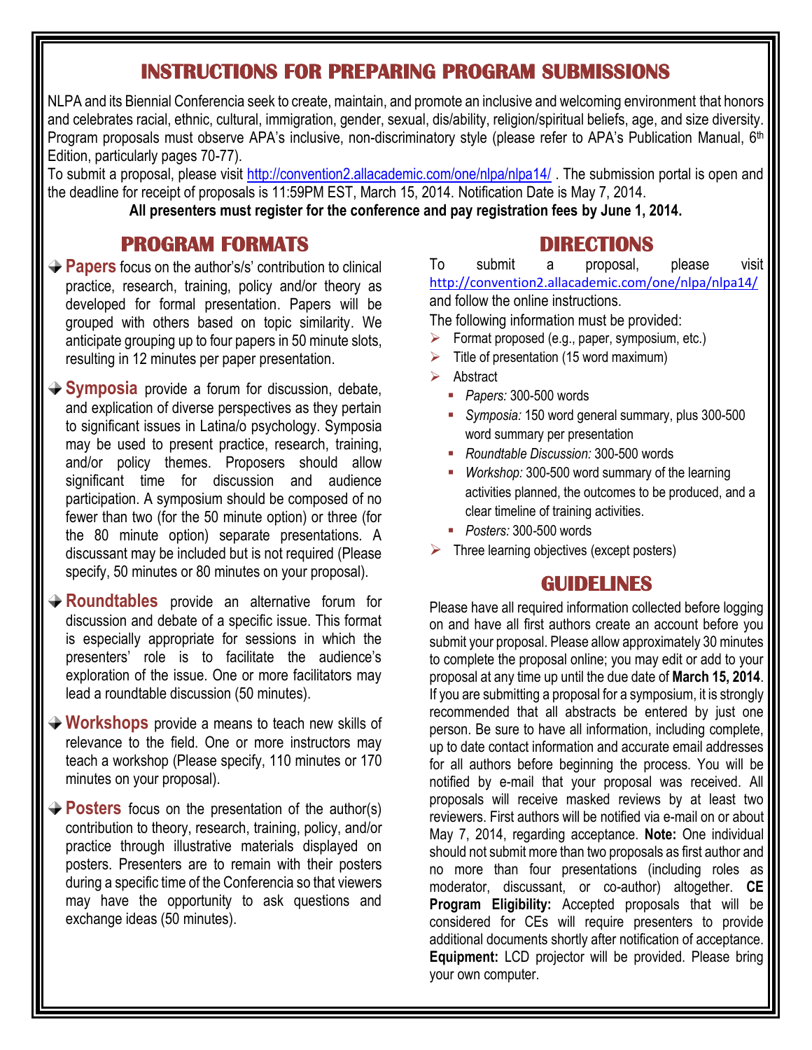# INSTRUCTIONS FOR PREPARING PROGRAM SUBMISSIONS

NLPA and its Biennial Conferencia seek to create, maintain, and promote an inclusive and welcoming environment that honors and celebrates racial, ethnic, cultural, immigration, gender, sexual, dis/ability, religion/spiritual beliefs, age, and size diversity. Program proposals must observe APA's inclusive, non-discriminatory style (please refer to APA's Publication Manual, 6th Edition, particularly pages 70-77).

To submit a proposal, please visit http://convention2.allacademic.com/one/nlpa/nlpa14/ . The submission portal is open and the deadline for receipt of proposals is 11:59PM EST, March 15, 2014. Notification Date is May 7, 2014.

**All presenters must register for the conference and pay registration fees by June 1, 2014.**

## PROGRAM FORMATS

- **Papers** focus on the author's/s' contribution to clinical practice, research, training, policy and/or theory as developed for formal presentation. Papers will be grouped with others based on topic similarity. We anticipate grouping up to four papers in 50 minute slots, resulting in 12 minutes per paper presentation.

- **Symposia** provide a forum for discussion, debate, and explication of diverse perspectives as they pertain to significant issues in Latina/o psychology. Symposia may be used to present practice, research, training, and/or policy themes. Proposers should allow significant time for discussion and audience participation. A symposium should be composed of no fewer than two (for the 50 minute option) or three (for the 80 minute option) separate presentations. A discussant may be included but is not required (Please specify, 50 minutes or 80 minutes on your proposal).

- **Roundtables** provide an alternative forum for discussion and debate of a specific issue. This format is especially appropriate for sessions in which the presenters' role is to facilitate the audience's exploration of the issue. One or more facilitators may lead a roundtable discussion (50 minutes).

- **Workshops** provide a means to teach new skills of relevance to the field. One or more instructors may teach a workshop (Please specify, 110 minutes or 170 minutes on your proposal).

- **Posters** focus on the presentation of the author(s) contribution to theory, research, training, policy, and/or practice through illustrative materials displayed on posters. Presenters are to remain with their posters during a specific time of the Conferencia so that viewers may have the opportunity to ask questions and exchange ideas (50 minutes).

## DIRECTIONS

To submit a proposal, please visit http://convention2.allacademic.com/one/nlpa/nlpa14/ and follow the online instructions.

The following information must be provided:

- Format proposed (e.g., paper, symposium, etc.)
- Title of presentation (15 word maximum)
- Abstract
  - *Papers:* 300-500 words
  - *Symposia:* 150 word general summary, plus 300-500 word summary per presentation
  - *Roundtable Discussion:* 300-500 words
  - *Workshop:* 300-500 word summary of the learning activities planned, the outcomes to be produced, and a clear timeline of training activities.
  - *Posters:* 300-500 words
- Three learning objectives (except posters)

## GUIDELINES

Please have all required information collected before logging on and have all first authors create an account before you submit your proposal. Please allow approximately 30 minutes to complete the proposal online; you may edit or add to your proposal at any time up until the due date of **March 15, 2014**. If you are submitting a proposal for a symposium, it is strongly recommended that all abstracts be entered by just one person. Be sure to have all information, including complete, up to date contact information and accurate email addresses for all authors before beginning the process. You will be notified by e-mail that your proposal was received. All proposals will receive masked reviews by at least two reviewers. First authors will be notified via e-mail on or about May 7, 2014, regarding acceptance. **Note:** One individual should not submit more than two proposals as first author and no more than four presentations (including roles as moderator, discussant, or co-author) altogether. **CE Program Eligibility:** Accepted proposals that will be considered for CEs will require presenters to provide additional documents shortly after notification of acceptance. **Equipment:** LCD projector will be provided. Please bring your own computer.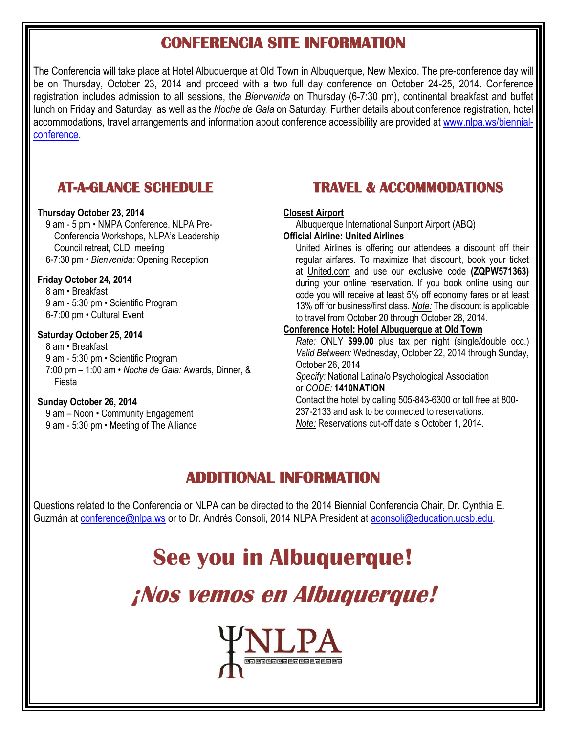# CONFERENCIA SITE INFORMATION

The Conferencia will take place at Hotel Albuquerque at Old Town in Albuquerque, New Mexico. The pre-conference day will be on Thursday, October 23, 2014 and proceed with a two full day conference on October 24-25, 2014. Conference registration includes admission to all sessions, the *Bienvenida* on Thursday (6-7:30 pm), continental breakfast and buffet lunch on Friday and Saturday, as well as the *Noche de Gala* on Saturday. Further details about conference registration, hotel accommodations, travel arrangements and information about conference accessibility are provided at www.nlpa.ws/biennial-conference.

## AT-A-GLANCE SCHEDULE

**Thursday October 23, 2014**

- 9 am - 5 pm • NMPA Conference, NLPA Pre-Conferencia Workshops, NLPA's Leadership Council retreat, CLDI meeting
- 6-7:30 pm • *Bienvenida:* Opening Reception

**Friday October 24, 2014**

- 8 am • Breakfast
- 9 am - 5:30 pm • Scientific Program
- 6-7:00 pm • Cultural Event

**Saturday October 25, 2014**

- 8 am • Breakfast
- 9 am - 5:30 pm • Scientific Program
- 7:00 pm – 1:00 am • *Noche de Gala:* Awards, Dinner, & Fiesta

**Sunday October 26, 2014**

- 9 am – Noon • Community Engagement
- 9 am - 5:30 pm • Meeting of The Alliance

## TRAVEL & ACCOMMODATIONS

**Closest Airport**

Albuquerque International Sunport Airport (ABQ)

**Official Airline: United Airlines**

United Airlines is offering our attendees a discount off their regular airfares. To maximize that discount, book your ticket at United.com and use our exclusive code **(ZQPW571363)** during your online reservation. If you book online using our code you will receive at least 5% off economy fares or at least 13% off for business/first class. *Note:* The discount is applicable to travel from October 20 through October 28, 2014.

**Conference Hotel: Hotel Albuquerque at Old Town**

*Rate:* ONLY **$99.00** plus tax per night (single/double occ.)
*Valid Between:* Wednesday, October 22, 2014 through Sunday, October 26, 2014
*Specify:* National Latina/o Psychological Association or *CODE:* **1410NATION**
Contact the hotel by calling 505-843-6300 or toll free at 800-237-2133 and ask to be connected to reservations.
*Note:* Reservations cut-off date is October 1, 2014.

# ADDITIONAL INFORMATION

Questions related to the Conferencia or NLPA can be directed to the 2014 Biennial Conferencia Chair, Dr. Cynthia E. Guzmán at conference@nlpa.ws or to Dr. Andrés Consoli, 2014 NLPA President at aconsoli@education.ucsb.edu.

# See you in Albuquerque!

# *¡Nos vemos en Albuquerque!*

NLPA